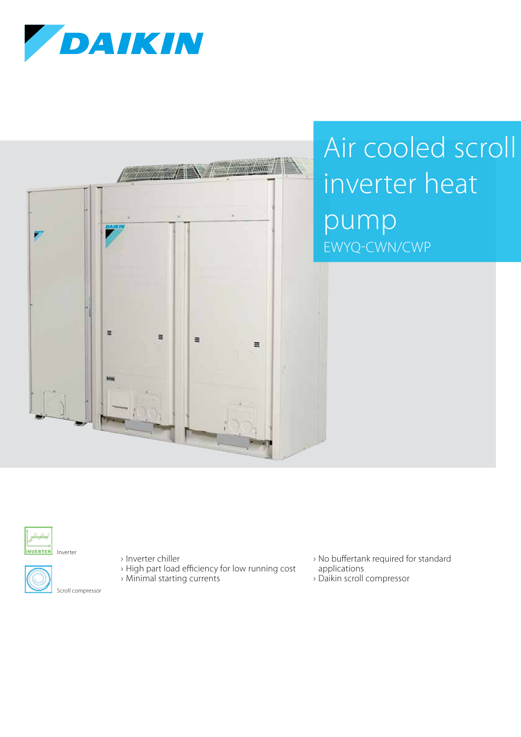DAIKIN

# Air cooled scroll inverter heat pump

EWYQ-CWN/CWP

Inverter

Scroll compressor

- Inverter chiller
- High part load efficiency for low running cost
- Minimal starting currents
- No buffertank required for standard applications
- Daikin scroll compressor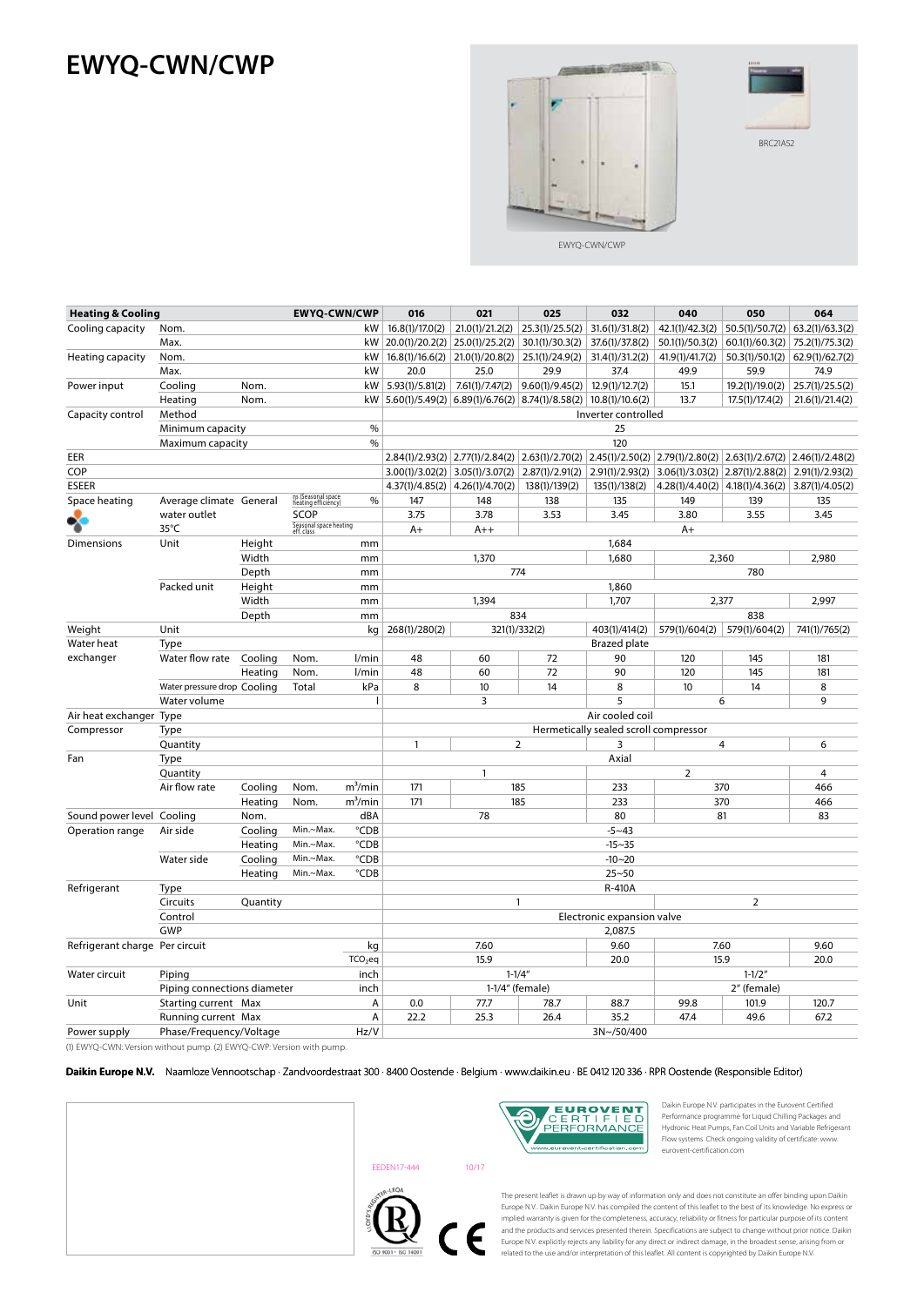# EWYQ-CWN/CWP

BRC21A52

EWYQ-CWN/CWP

| Heating & Cooling | | | | EWYQ-CWN/CWP | | 016 | 021 | 025 | 032 | 040 | 050 | 064 |
|---|---|---|---|---|---|---|---|---|---|---|---|---|
| Cooling capacity | Nom. | | | | kW | 16.8(1)/17.0(2) | 21.0(1)/21.2(2) | 25.3(1)/25.5(2) | 31.6(1)/31.8(2) | 42.1(1)/42.3(2) | 50.5(1)/50.7(2) | 63.2(1)/63.3(2) |
| | Max. | | | | kW | 20.0(1)/20.2(2) | 25.0(1)/25.2(2) | 30.1(1)/30.3(2) | 37.6(1)/37.8(2) | 50.1(1)/50.3(2) | 60.1(1)/60.3(2) | 75.2(1)/75.3(2) |
| Heating capacity | Nom. | | | | kW | 16.8(1)/16.6(2) | 21.0(1)/20.8(2) | 25.1(1)/24.9(2) | 31.4(1)/31.2(2) | 41.9(1)/41.7(2) | 50.3(1)/50.1(2) | 62.9(1)/62.7(2) |
| | Max. | | | | kW | 20.0 | 25.0 | 29.9 | 37.4 | 49.9 | 59.9 | 74.9 |
| Power input | Cooling | Nom. | | | kW | 5.93(1)/5.81(2) | 7.61(1)/7.47(2) | 9.60(1)/9.45(2) | 12.9(1)/12.7(2) | 15.1 | 19.2(1)/19.0(2) | 25.7(1)/25.5(2) |
| | Heating | Nom. | | | kW | 5.60(1)/5.49(2) | 6.89(1)/6.76(2) | 8.74(1)/8.58(2) | 10.8(1)/10.6(2) | 13.7 | 17.5(1)/17.4(2) | 21.6(1)/21.4(2) |
| Capacity control | Method | | | | | Inverter controlled | | | | | | |
| | Minimum capacity | | | | % | 25 | | | | | | |
| | Maximum capacity | | | | % | 120 | | | | | | |
| EER | | | | | | 2.84(1)/2.93(2) | 2.77(1)/2.84(2) | 2.63(1)/2.70(2) | 2.45(1)/2.50(2) | 2.79(1)/2.80(2) | 2.63(1)/2.67(2) | 2.46(1)/2.48(2) |
| COP | | | | | | 3.00(1)/3.02(2) | 3.05(1)/3.07(2) | 2.87(1)/2.91(2) | 2.91(1)/2.93(2) | 3.06(1)/3.03(2) | 2.87(1)/2.88(2) | 2.91(1)/2.93(2) |
| ESEER | | | | | | 4.37(1)/4.85(2) | 4.26(1)/4.70(2) | 138(1)/139(2) | 135(1)/138(2) | 4.28(1)/4.40(2) | 4.18(1)/4.36(2) | 3.87(1)/4.05(2) |
| Space heating | Average climate water outlet 35°C | General | ηs (Seasonal space heating efficiency) | | % | 147 | 148 | 138 | 135 | 149 | 139 | 135 |
| | | | SCOP | | | 3.75 | 3.78 | 3.53 | 3.45 | 3.80 | 3.55 | 3.45 |
| | | | Seasonal space heating eff. class | | | A+ | A++ | A+ | | | | |
| Dimensions | Unit | Height | | | mm | 1,684 | | | | | | |
| | | Width | | | mm | 1,370 | | | 1,680 | 2,360 | | 2,980 |
| | | Depth | | | mm | 774 | | | | 780 | | |
| | Packed unit | Height | | | mm | 1,860 | | | | | | |
| | | Width | | | mm | 1,394 | | | 1,707 | 2,377 | | 2,997 |
| | | Depth | | | mm | 834 | | | | 838 | | |
| Weight | Unit | | | | kg | 268(1)/280(2) | 321(1)/332(2) | | 403(1)/414(2) | 579(1)/604(2) | 579(1)/604(2) | 741(1)/765(2) |
| Water heat exchanger | Type | | | | | Brazed plate | | | | | | |
| | Water flow rate | Cooling | Nom. | | l/min | 48 | 60 | 72 | 90 | 120 | 145 | 181 |
| | | Heating | Nom. | | l/min | 48 | 60 | 72 | 90 | 120 | 145 | 181 |
| | Water pressure drop | Cooling | Total | | kPa | 8 | 10 | 14 | 8 | 10 | 14 | 8 |
| | Water volume | | | | l | 3 | | | 5 | 6 | | 9 |
| Air heat exchanger | Type | | | | | Air cooled coil | | | | | | |
| Compressor | Type | | | | | Hermetically sealed scroll compressor | | | | | | |
| | Quantity | | | | | 1 | 2 | | 3 | 4 | | 6 |
| Fan | Type | | | | | Axial | | | | | | |
| | Quantity | | | | | 1 | | | | 2 | | 4 |
| | Air flow rate | Cooling | Nom. | | $m^3$/min | 171 | 185 | | 233 | 370 | | 466 |
| | | Heating | Nom. | | $m^3$/min | 171 | 185 | | 233 | 370 | | 466 |
| Sound power level | Cooling | Nom. | | | dBA | 78 | | | 80 | 81 | | 83 |
| Operation range | Air side | Cooling | Min.~Max. | | °CDB | -5~43 | | | | | | |
| | | Heating | Min.~Max. | | °CDB | -15~35 | | | | | | |
| | Water side | Cooling | Min.~Max. | | °CDB | -10~20 | | | | | | |
| | | Heating | Min.~Max. | | °CDB | 25~50 | | | | | | |
| Refrigerant | Type | | | | | R-410A | | | | | | |
| | Circuits | Quantity | | | | 1 | | | | 2 | | |
| | Control | | | | | Electronic expansion valve | | | | | | |
| | GWP | | | | | 2,087.5 | | | | | | |
| Refrigerant charge | Per circuit | | | | kg | 7.60 | | | 9.60 | 7.60 | | 9.60 |
| | | | | | $TCO_2eq$ | 15.9 | | | 20.0 | 15.9 | | 20.0 |
| Water circuit | Piping | | | | inch | 1-1/4" | | | | 1-1/2" | | |
| | Piping connections diameter | | | | inch | 1-1/4" (female) | | | | 2" (female) | | |
| Unit | Starting current | Max | | | A | 0.0 | 77.7 | 78.7 | 88.7 | 99.8 | 101.9 | 120.7 |
| | Running current | Max | | | A | 22.2 | 25.3 | 26.4 | 35.2 | 47.4 | 49.6 | 67.2 |
| Power supply | Phase/Frequency/Voltage | | | | Hz/V | 3N~/50/400 | | | | | | |

(1) EWYQ-CWN: Version without pump. (2) EWYQ-CWP: Version with pump.

**Daikin Europe N.V.** Naamloze Vennootschap · Zandvoordestraat 300 · 8400 Oostende · Belgium · www.daikin.eu · BE 0412 120 336 · RPR Oostende (Responsible Editor)

EUROVENT CERTIFIED PERFORMANCE www.eurovent-certification.com

Daikin Europe N.V. participates in the Eurovent Certified Performance programme for Liquid Chilling Packages and Hydronic Heat Pumps, Fan Coil Units and Variable Refrigerant Flow systems. Check ongoing validity of certificate: www.eurovent-certification.com

EEDEN17-444 10/17

LLOYD'S REGISTER LRQA ISO 9001 · ISO 14001

CE

The present leaflet is drawn up by way of information only and does not constitute an offer binding upon Daikin Europe N.V.. Daikin Europe N.V. has compiled the content of this leaflet to the best of its knowledge. No express or implied warranty is given for the completeness, accuracy, reliability or fitness for particular purpose of its content and the products and services presented therein. Specifications are subject to change without prior notice. Daikin Europe N.V. explicitly rejects any liability for any direct or indirect damage, in the broadest sense, arising from or related to the use and/or interpretation of this leaflet. All content is copyrighted by Daikin Europe N.V.